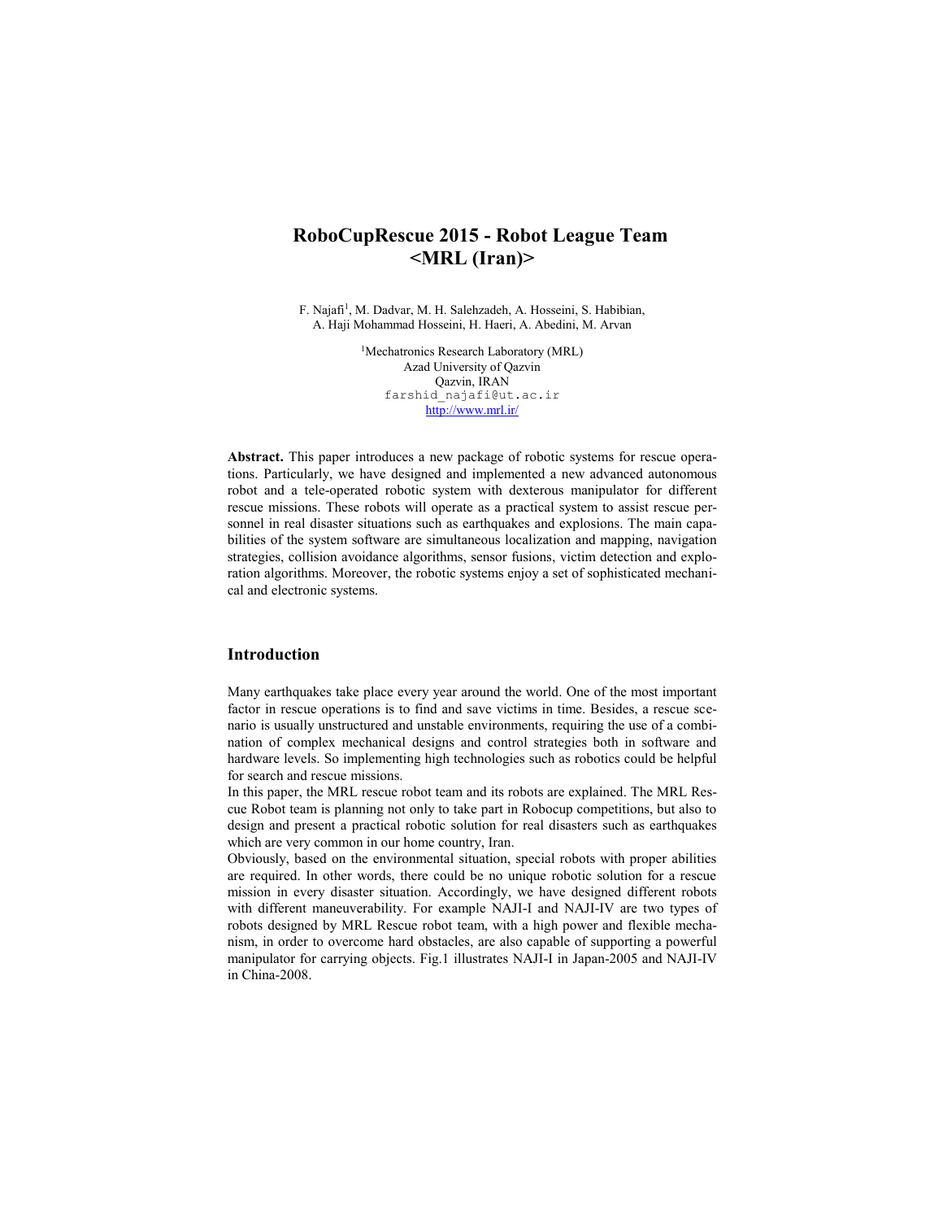# RoboCupRescue 2015 - Robot League Team <MRL (Iran)>

F. Najafi[1], M. Dadvar, M. H. Salehzadeh, A. Hosseini, S. Habibian, A. Haji Mohammad Hosseini, H. Haeri, A. Abedini, M. Arvan

[1]Mechatronics Research Laboratory (MRL)
Azad University of Qazvin
Qazvin, IRAN
farshid_najafi@ut.ac.ir
http://www.mrl.ir/

**Abstract.** This paper introduces a new package of robotic systems for rescue operations. Particularly, we have designed and implemented a new advanced autonomous robot and a tele-operated robotic system with dexterous manipulator for different rescue missions. These robots will operate as a practical system to assist rescue personnel in real disaster situations such as earthquakes and explosions. The main capabilities of the system software are simultaneous localization and mapping, navigation strategies, collision avoidance algorithms, sensor fusions, victim detection and exploration algorithms. Moreover, the robotic systems enjoy a set of sophisticated mechanical and electronic systems.

## Introduction

Many earthquakes take place every year around the world. One of the most important factor in rescue operations is to find and save victims in time. Besides, a rescue scenario is usually unstructured and unstable environments, requiring the use of a combination of complex mechanical designs and control strategies both in software and hardware levels. So implementing high technologies such as robotics could be helpful for search and rescue missions.

In this paper, the MRL rescue robot team and its robots are explained. The MRL Rescue Robot team is planning not only to take part in Robocup competitions, but also to design and present a practical robotic solution for real disasters such as earthquakes which are very common in our home country, Iran.

Obviously, based on the environmental situation, special robots with proper abilities are required. In other words, there could be no unique robotic solution for a rescue mission in every disaster situation. Accordingly, we have designed different robots with different maneuverability. For example NAJI-I and NAJI-IV are two types of robots designed by MRL Rescue robot team, with a high power and flexible mechanism, in order to overcome hard obstacles, are also capable of supporting a powerful manipulator for carrying objects. Fig.1 illustrates NAJI-I in Japan-2005 and NAJI-IV in China-2008.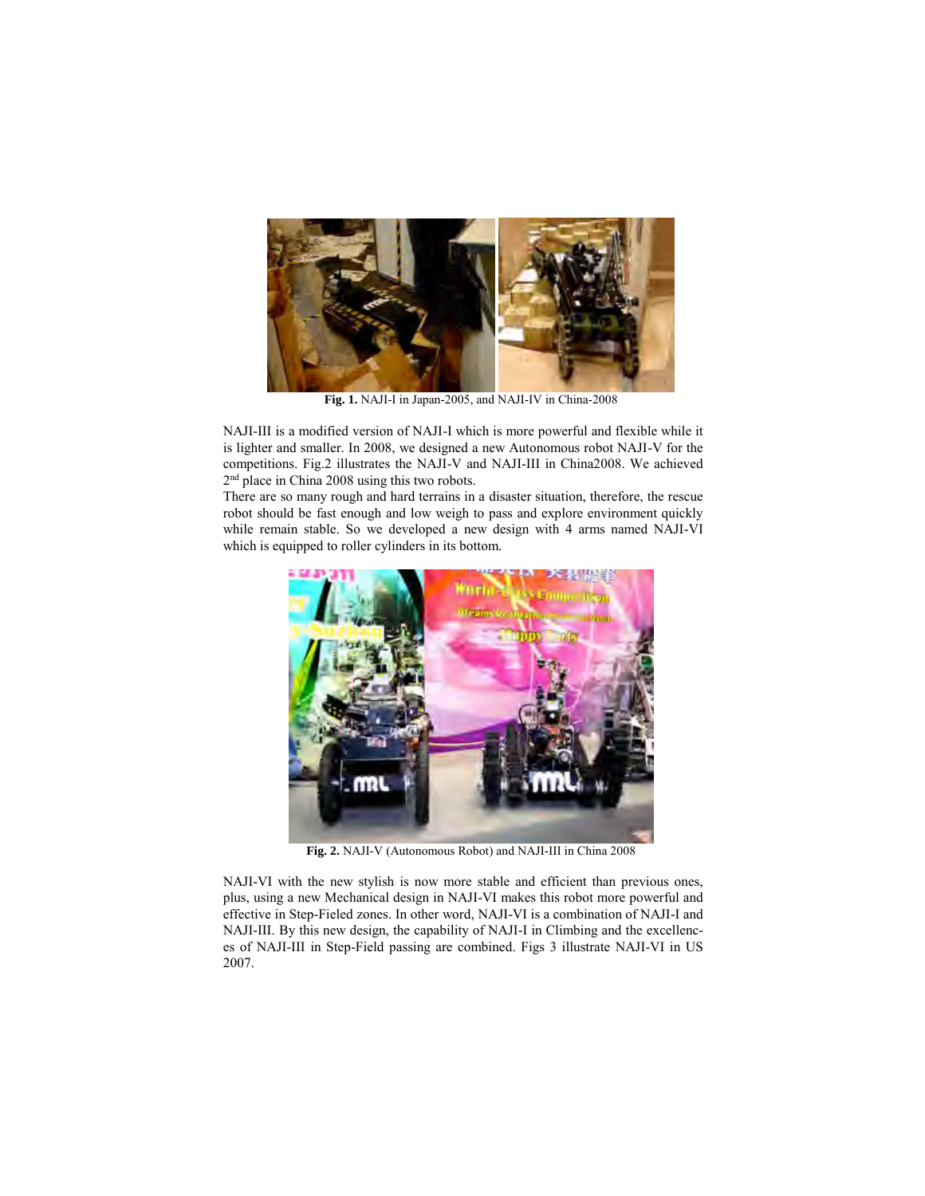**Fig. 1.** NAJI-I in Japan-2005, and NAJI-IV in China-2008

NAJI-III is a modified version of NAJI-I which is more powerful and flexible while it is lighter and smaller. In 2008, we designed a new Autonomous robot NAJI-V for the competitions. Fig.2 illustrates the NAJI-V and NAJI-III in China2008. We achieved 2nd place in China 2008 using this two robots.
There are so many rough and hard terrains in a disaster situation, therefore, the rescue robot should be fast enough and low weigh to pass and explore environment quickly while remain stable. So we developed a new design with 4 arms named NAJI-VI which is equipped to roller cylinders in its bottom.

**Fig. 2.** NAJI-V (Autonomous Robot) and NAJI-III in China 2008

NAJI-VI with the new stylish is now more stable and efficient than previous ones, plus, using a new Mechanical design in NAJI-VI makes this robot more powerful and effective in Step-Fieled zones. In other word, NAJI-VI is a combination of NAJI-I and NAJI-III. By this new design, the capability of NAJI-I in Climbing and the excellences of NAJI-III in Step-Field passing are combined. Figs 3 illustrate NAJI-VI in US 2007.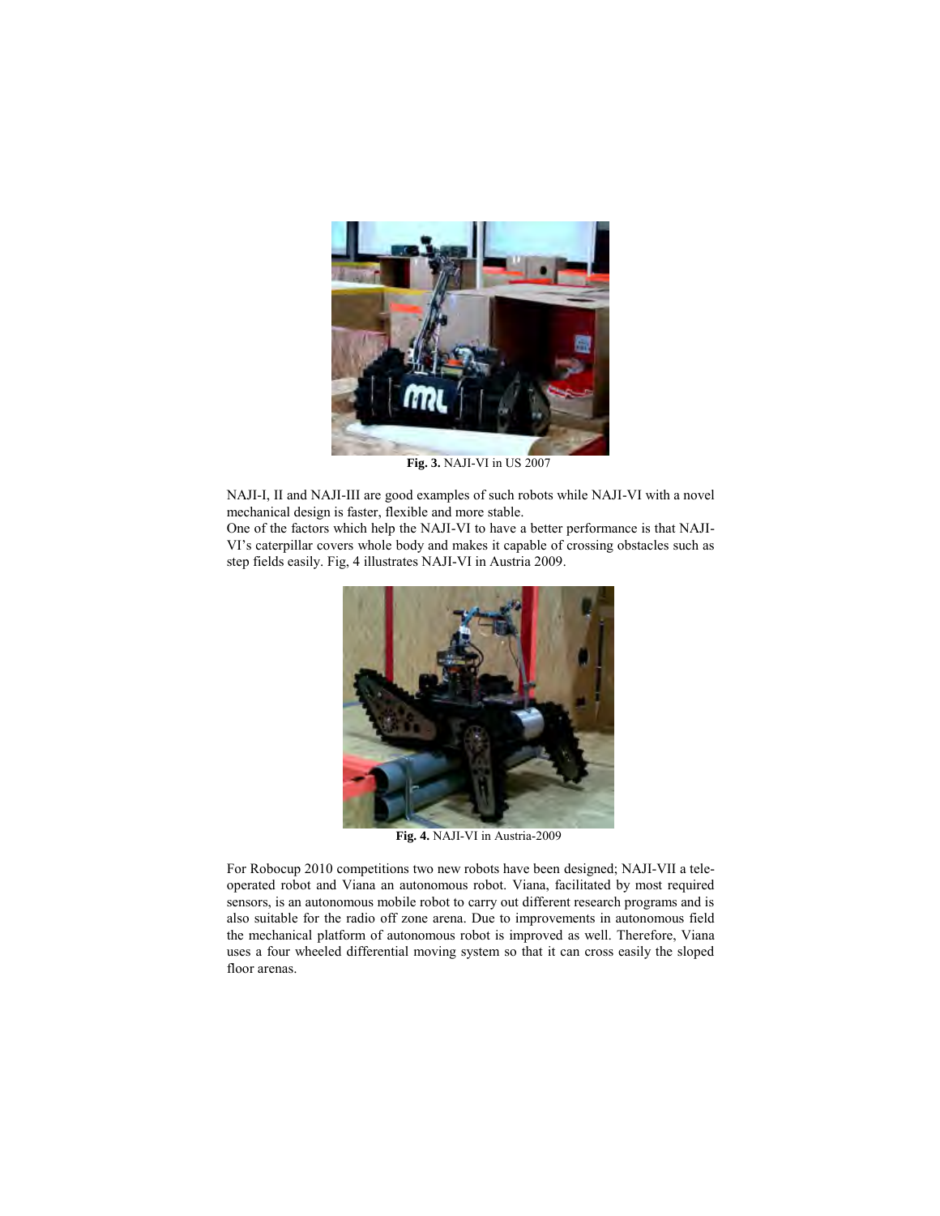Fig. 3. NAJI-VI in US 2007

NAJI-I, II and NAJI-III are good examples of such robots while NAJI-VI with a novel mechanical design is faster, flexible and more stable.
One of the factors which help the NAJI-VI to have a better performance is that NAJI-VI's caterpillar covers whole body and makes it capable of crossing obstacles such as step fields easily. Fig, 4 illustrates NAJI-VI in Austria 2009.

Fig. 4. NAJI-VI in Austria-2009

For Robocup 2010 competitions two new robots have been designed; NAJI-VII a tele-operated robot and Viana an autonomous robot. Viana, facilitated by most required sensors, is an autonomous mobile robot to carry out different research programs and is also suitable for the radio off zone arena. Due to improvements in autonomous field the mechanical platform of autonomous robot is improved as well. Therefore, Viana uses a four wheeled differential moving system so that it can cross easily the sloped floor arenas.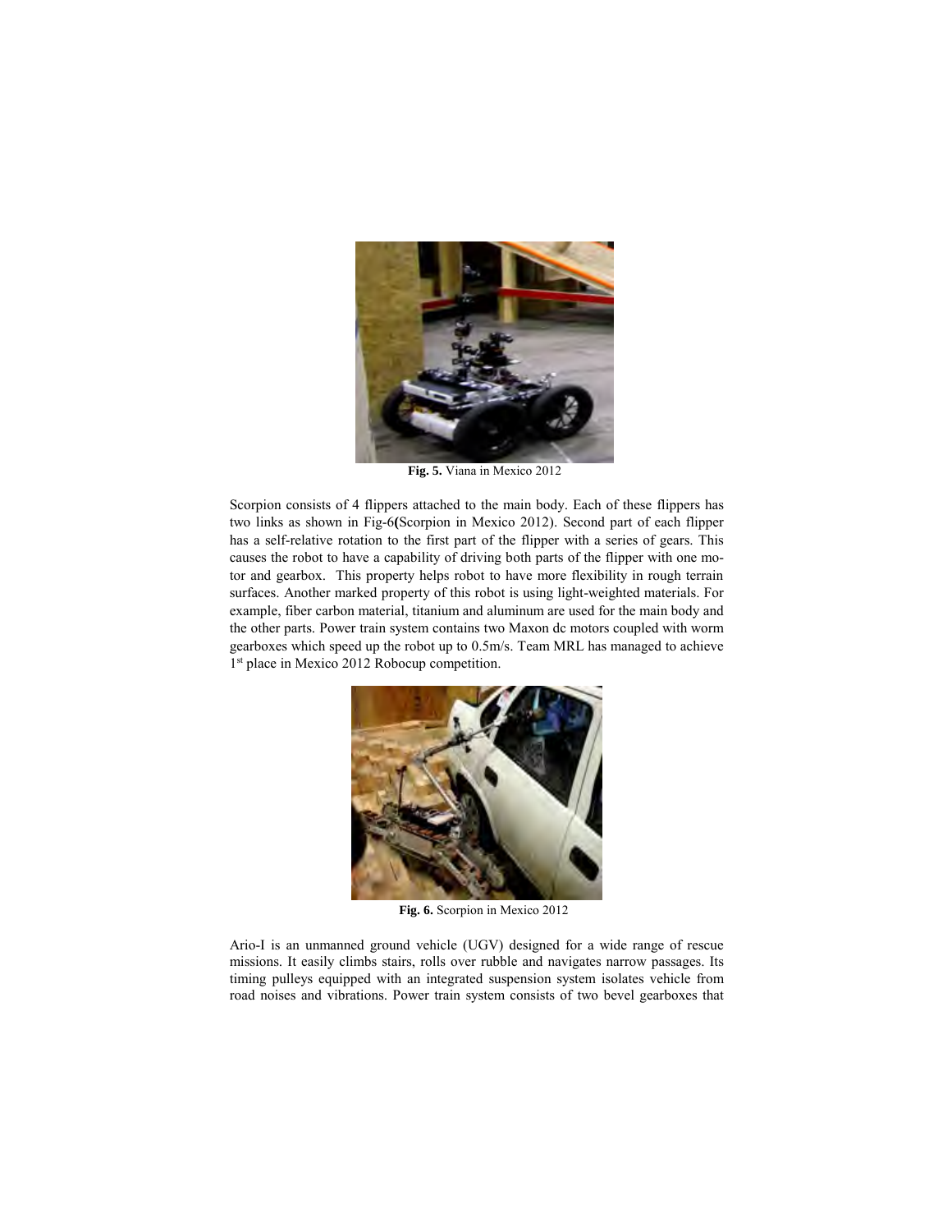**Fig. 5.** Viana in Mexico 2012

Scorpion consists of 4 flippers attached to the main body. Each of these flippers has two links as shown in Fig-6**(**Scorpion in Mexico 2012). Second part of each flipper has a self-relative rotation to the first part of the flipper with a series of gears. This causes the robot to have a capability of driving both parts of the flipper with one motor and gearbox. This property helps robot to have more flexibility in rough terrain surfaces. Another marked property of this robot is using light-weighted materials. For example, fiber carbon material, titanium and aluminum are used for the main body and the other parts. Power train system contains two Maxon dc motors coupled with worm gearboxes which speed up the robot up to 0.5m/s. Team MRL has managed to achieve 1st place in Mexico 2012 Robocup competition.

**Fig. 6.** Scorpion in Mexico 2012

Ario-I is an unmanned ground vehicle (UGV) designed for a wide range of rescue missions. It easily climbs stairs, rolls over rubble and navigates narrow passages. Its timing pulleys equipped with an integrated suspension system isolates vehicle from road noises and vibrations. Power train system consists of two bevel gearboxes that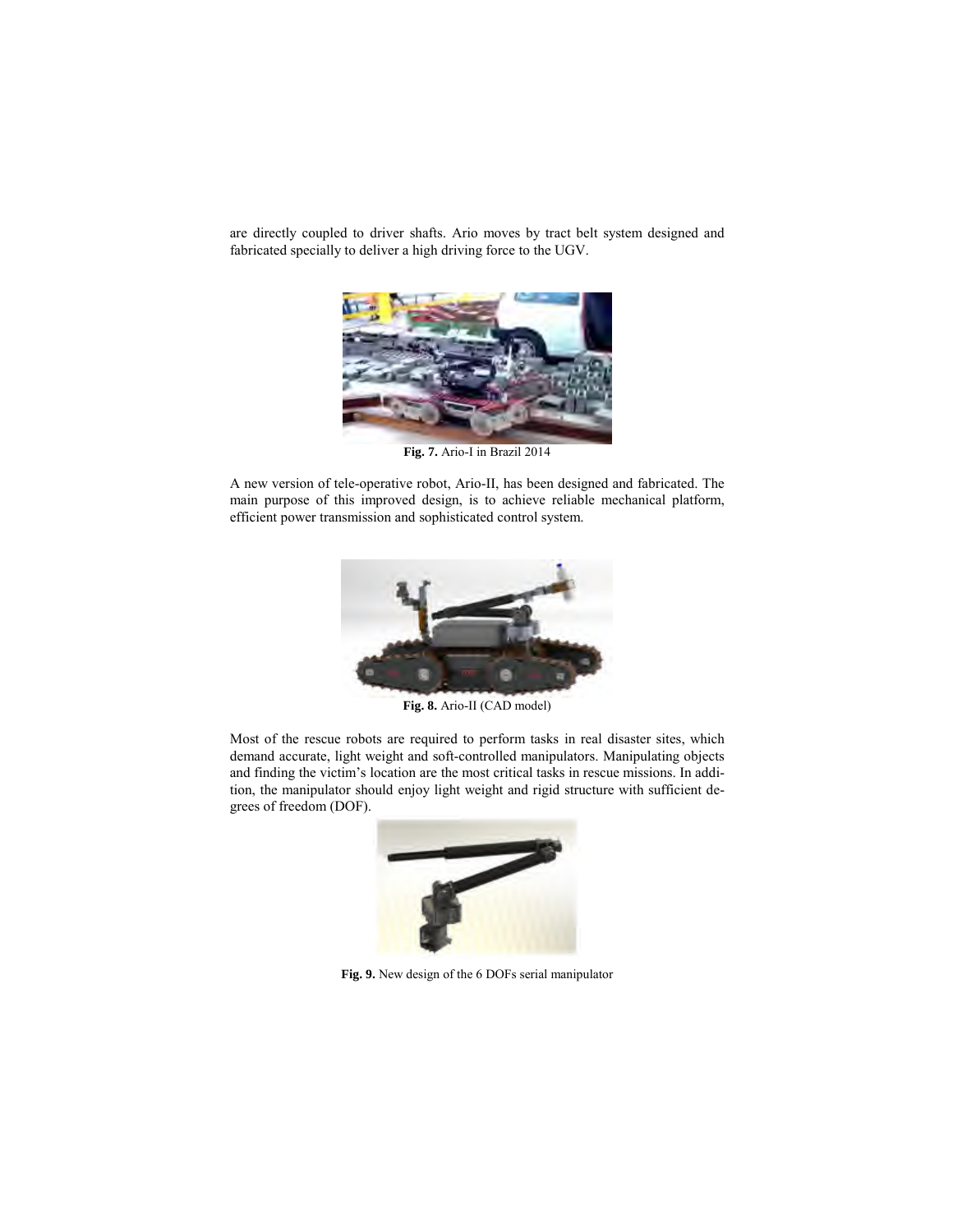are directly coupled to driver shafts. Ario moves by tract belt system designed and fabricated specially to deliver a high driving force to the UGV.

**Fig. 7.** Ario-I in Brazil 2014

A new version of tele-operative robot, Ario-II, has been designed and fabricated. The main purpose of this improved design, is to achieve reliable mechanical platform, efficient power transmission and sophisticated control system.

**Fig. 8.** Ario-II (CAD model)

Most of the rescue robots are required to perform tasks in real disaster sites, which demand accurate, light weight and soft-controlled manipulators. Manipulating objects and finding the victim's location are the most critical tasks in rescue missions. In addition, the manipulator should enjoy light weight and rigid structure with sufficient degrees of freedom (DOF).

**Fig. 9.** New design of the 6 DOFs serial manipulator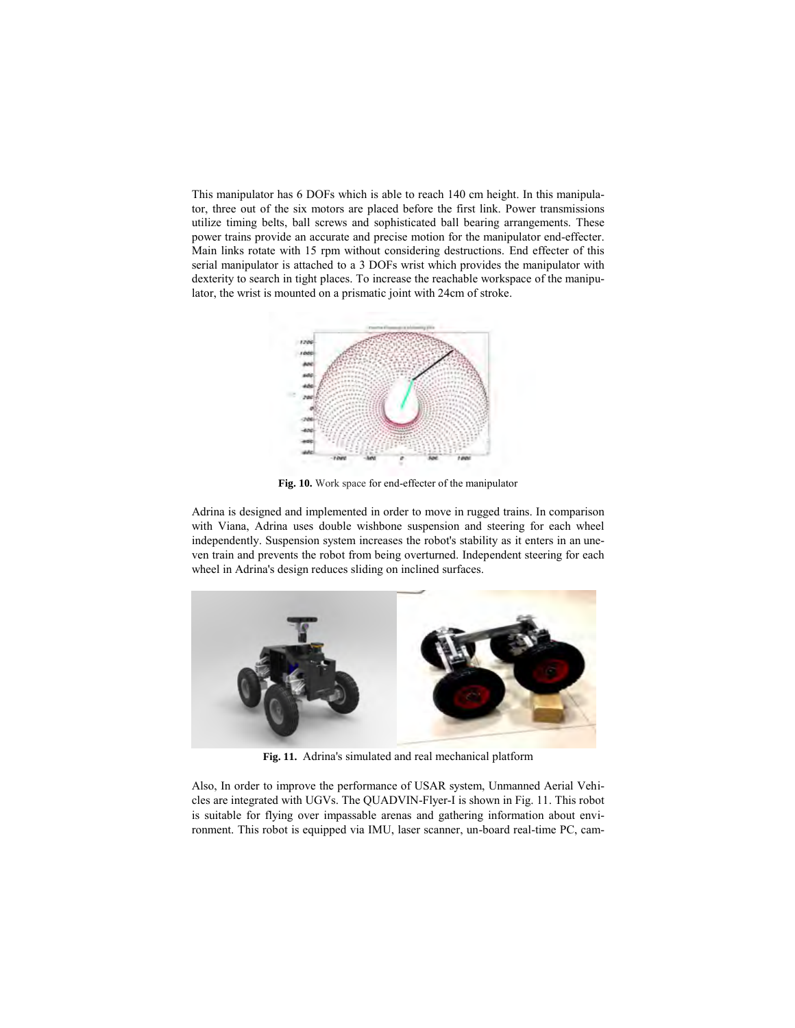This manipulator has 6 DOFs which is able to reach 140 cm height. In this manipulator, three out of the six motors are placed before the first link. Power transmissions utilize timing belts, ball screws and sophisticated ball bearing arrangements. These power trains provide an accurate and precise motion for the manipulator end-effecter. Main links rotate with 15 rpm without considering destructions. End effecter of this serial manipulator is attached to a 3 DOFs wrist which provides the manipulator with dexterity to search in tight places. To increase the reachable workspace of the manipulator, the wrist is mounted on a prismatic joint with 24cm of stroke.

**Fig. 10.** Work space for end-effecter of the manipulator

Adrina is designed and implemented in order to move in rugged trains. In comparison with Viana, Adrina uses double wishbone suspension and steering for each wheel independently. Suspension system increases the robot's stability as it enters in an uneven train and prevents the robot from being overturned. Independent steering for each wheel in Adrina's design reduces sliding on inclined surfaces.

**Fig. 11.** Adrina's simulated and real mechanical platform

Also, In order to improve the performance of USAR system, Unmanned Aerial Vehicles are integrated with UGVs. The QUADVIN-Flyer-I is shown in Fig. 11. This robot is suitable for flying over impassable arenas and gathering information about environment. This robot is equipped via IMU, laser scanner, un-board real-time PC, cam-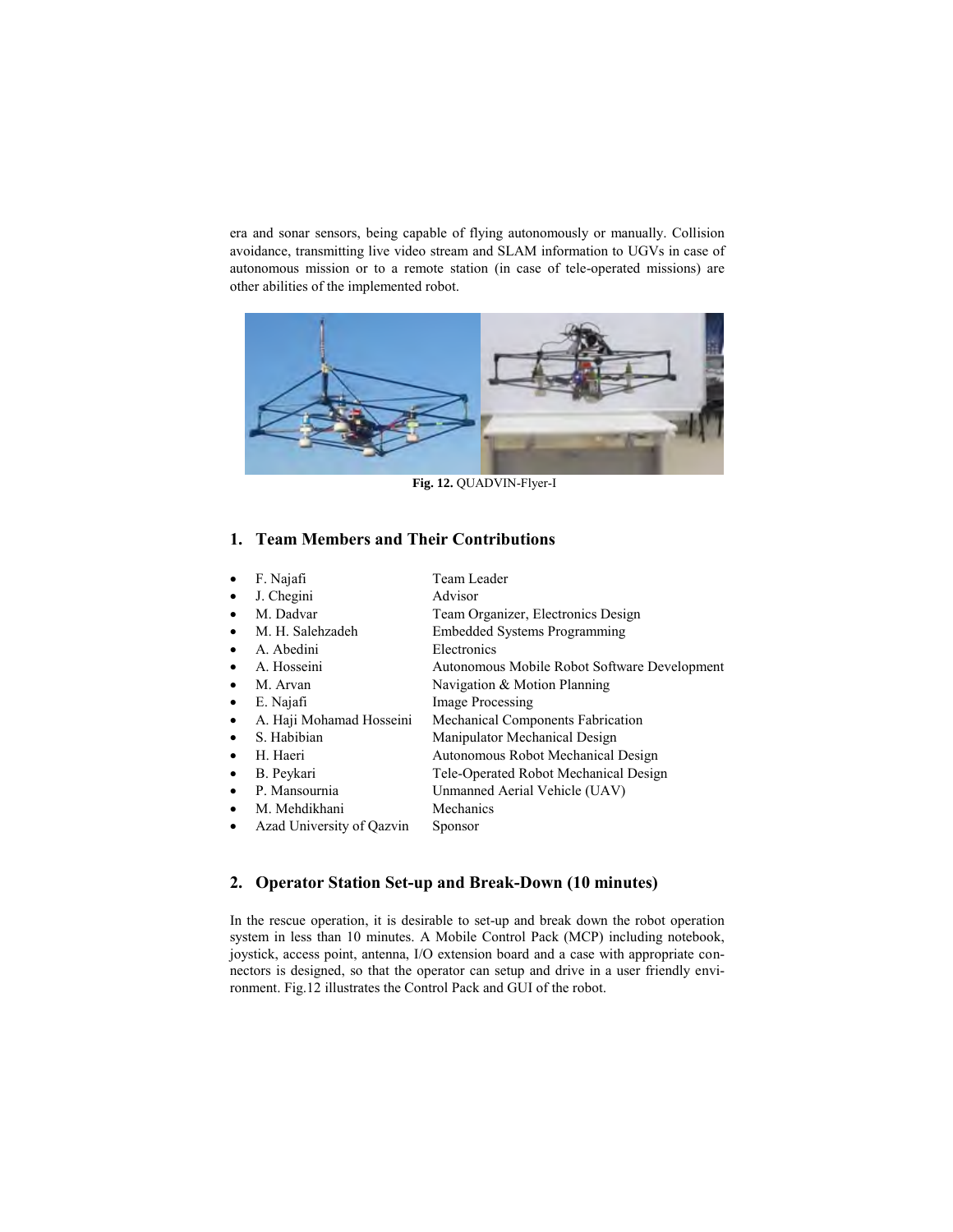era and sonar sensors, being capable of flying autonomously or manually. Collision avoidance, transmitting live video stream and SLAM information to UGVs in case of autonomous mission or to a remote station (in case of tele-operated missions) are other abilities of the implemented robot.

**Fig. 12.** QUADVIN-Flyer-I

## 1. Team Members and Their Contributions

- F. Najafi — Team Leader
- J. Chegini — Advisor
- M. Dadvar — Team Organizer, Electronics Design
- M. H. Salehzadeh — Embedded Systems Programming
- A. Abedini — Electronics
- A. Hosseini — Autonomous Mobile Robot Software Development
- M. Arvan — Navigation & Motion Planning
- E. Najafi — Image Processing
- A. Haji Mohamad Hosseini — Mechanical Components Fabrication
- S. Habibian — Manipulator Mechanical Design
- H. Haeri — Autonomous Robot Mechanical Design
- B. Peykari — Tele-Operated Robot Mechanical Design
- P. Mansournia — Unmanned Aerial Vehicle (UAV)
- M. Mehdikhani — Mechanics
- Azad University of Qazvin — Sponsor

## 2. Operator Station Set-up and Break-Down (10 minutes)

In the rescue operation, it is desirable to set-up and break down the robot operation system in less than 10 minutes. A Mobile Control Pack (MCP) including notebook, joystick, access point, antenna, I/O extension board and a case with appropriate connectors is designed, so that the operator can setup and drive in a user friendly environment. Fig.12 illustrates the Control Pack and GUI of the robot.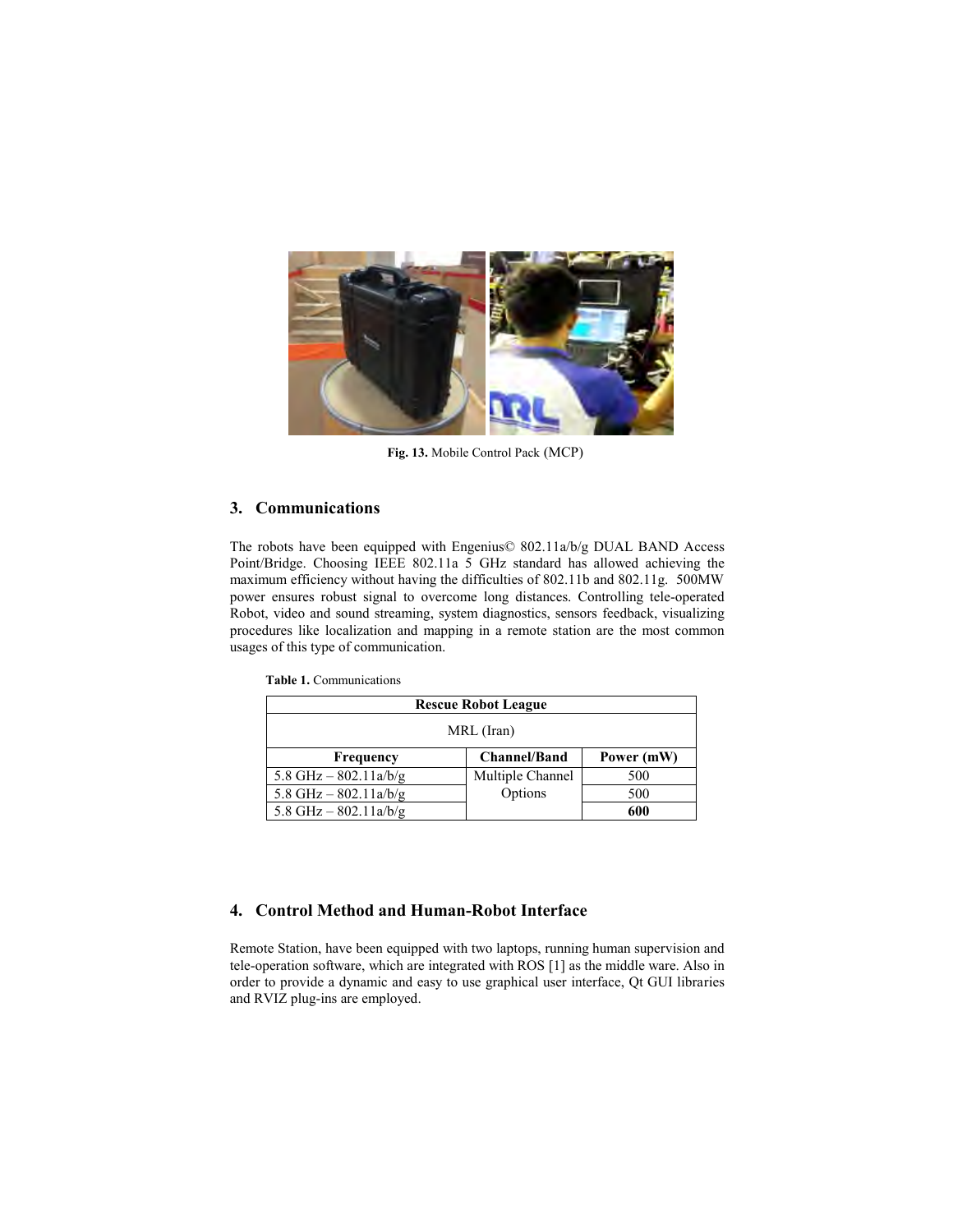Fig. 13. Mobile Control Pack (MCP)

## 3. Communications

The robots have been equipped with Engenius© 802.11a/b/g DUAL BAND Access Point/Bridge. Choosing IEEE 802.11a 5 GHz standard has allowed achieving the maximum efficiency without having the difficulties of 802.11b and 802.11g. 500MW power ensures robust signal to overcome long distances. Controlling tele-operated Robot, video and sound streaming, system diagnostics, sensors feedback, visualizing procedures like localization and mapping in a remote station are the most common usages of this type of communication.

**Table 1.** Communications

| **Rescue Robot League** | | |
|---|---|---|
| MRL (Iran) | | |
| **Frequency** | **Channel/Band** | **Power (mW)** |
| 5.8 GHz – 802.11a/b/g | Multiple Channel Options | 500 |
| 5.8 GHz – 802.11a/b/g | | 500 |
| 5.8 GHz – 802.11a/b/g | | **600** |

## 4. Control Method and Human-Robot Interface

Remote Station, have been equipped with two laptops, running human supervision and tele-operation software, which are integrated with ROS [1] as the middle ware. Also in order to provide a dynamic and easy to use graphical user interface, Qt GUI libraries and RVIZ plug-ins are employed.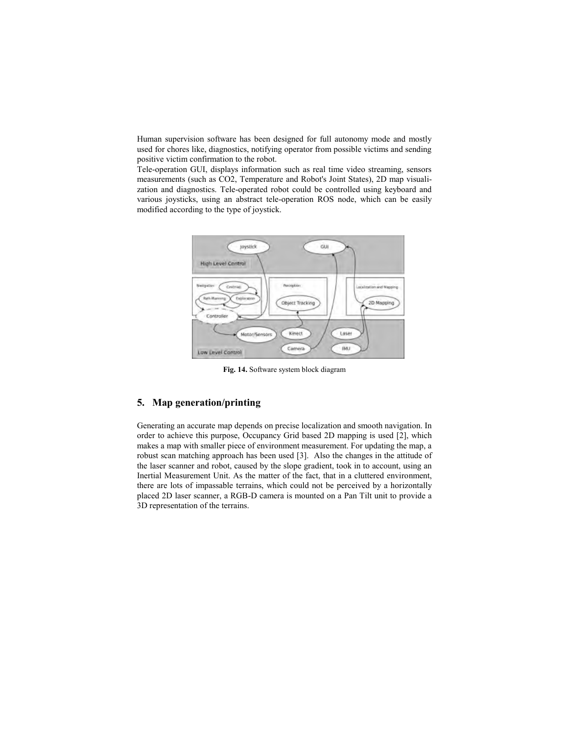Human supervision software has been designed for full autonomy mode and mostly used for chores like, diagnostics, notifying operator from possible victims and sending positive victim confirmation to the robot.

Tele-operation GUI, displays information such as real time video streaming, sensors measurements (such as $CO_2$, Temperature and Robot's Joint States), 2D map visualization and diagnostics. Tele-operated robot could be controlled using keyboard and various joysticks, using an abstract tele-operation ROS node, which can be easily modified according to the type of joystick.

**Fig. 14.** Software system block diagram

## 5. Map generation/printing

Generating an accurate map depends on precise localization and smooth navigation. In order to achieve this purpose, Occupancy Grid based 2D mapping is used [2], which makes a map with smaller piece of environment measurement. For updating the map, a robust scan matching approach has been used [3]. Also the changes in the attitude of the laser scanner and robot, caused by the slope gradient, took in to account, using an Inertial Measurement Unit. As the matter of the fact, that in a cluttered environment, there are lots of impassable terrains, which could not be perceived by a horizontally placed 2D laser scanner, a RGB-D camera is mounted on a Pan Tilt unit to provide a 3D representation of the terrains.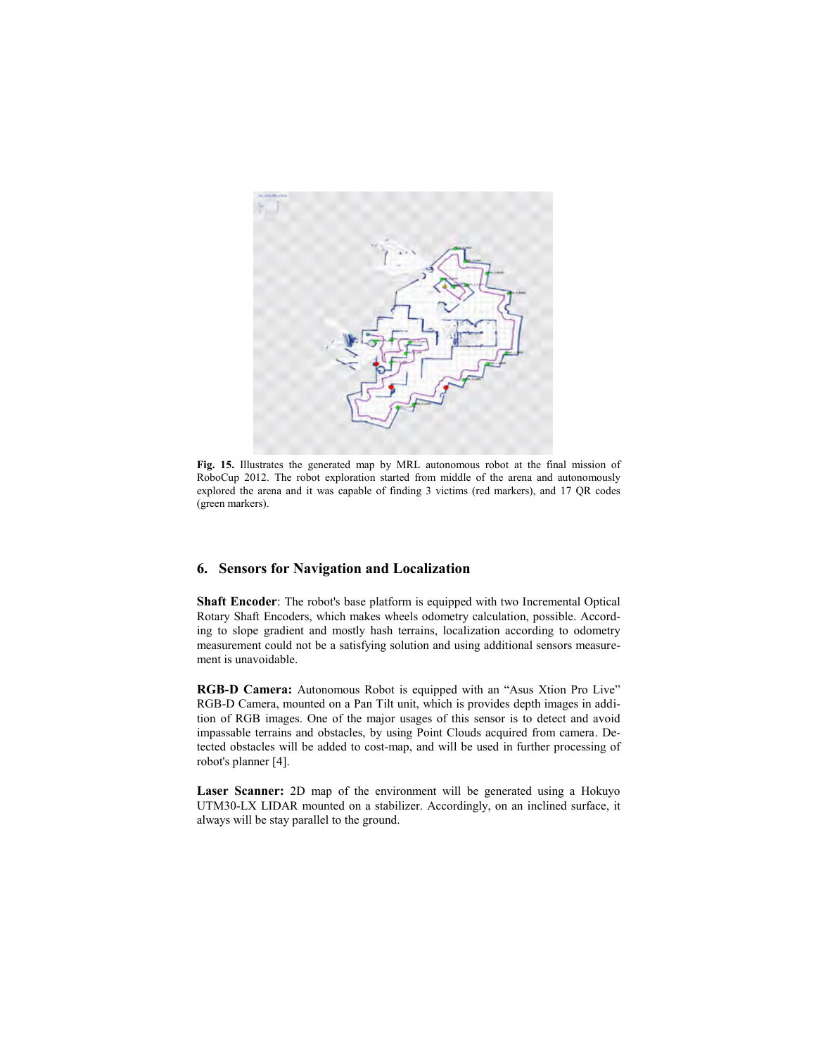**Fig. 15.** Illustrates the generated map by MRL autonomous robot at the final mission of RoboCup 2012. The robot exploration started from middle of the arena and autonomously explored the arena and it was capable of finding 3 victims (red markers), and 17 QR codes (green markers).

## 6. Sensors for Navigation and Localization

**Shaft Encoder**: The robot's base platform is equipped with two Incremental Optical Rotary Shaft Encoders, which makes wheels odometry calculation, possible. According to slope gradient and mostly hash terrains, localization according to odometry measurement could not be a satisfying solution and using additional sensors measurement is unavoidable.

**RGB-D Camera:** Autonomous Robot is equipped with an "Asus Xtion Pro Live" RGB-D Camera, mounted on a Pan Tilt unit, which is provides depth images in addition of RGB images. One of the major usages of this sensor is to detect and avoid impassable terrains and obstacles, by using Point Clouds acquired from camera. Detected obstacles will be added to cost-map, and will be used in further processing of robot's planner [4].

**Laser Scanner:** 2D map of the environment will be generated using a Hokuyo UTM30-LX LIDAR mounted on a stabilizer. Accordingly, on an inclined surface, it always will be stay parallel to the ground.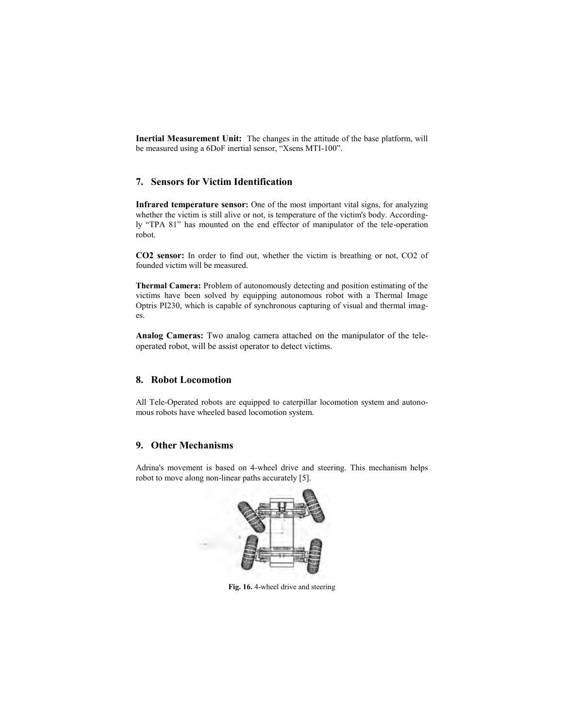**Inertial Measurement Unit:** The changes in the attitude of the base platform, will be measured using a 6DoF inertial sensor, "Xsens MTI-100".

## 7. Sensors for Victim Identification

**Infrared temperature sensor:** One of the most important vital signs, for analyzing whether the victim is still alive or not, is temperature of the victim's body. Accordingly "TPA 81" has mounted on the end effector of manipulator of the tele-operation robot.

**CO2 sensor:** In order to find out, whether the victim is breathing or not, CO2 of founded victim will be measured.

**Thermal Camera:** Problem of autonomously detecting and position estimating of the victims have been solved by equipping autonomous robot with a Thermal Image Optris PI230, which is capable of synchronous capturing of visual and thermal images.

**Analog Cameras:** Two analog camera attached on the manipulator of the tele-operated robot, will be assist operator to detect victims.

## 8. Robot Locomotion

All Tele-Operated robots are equipped to caterpillar locomotion system and autonomous robots have wheeled based locomotion system.

## 9. Other Mechanisms

Adrina's movement is based on 4-wheel drive and steering. This mechanism helps robot to move along non-linear paths accurately [5].

**Fig. 16.** 4-wheel drive and steering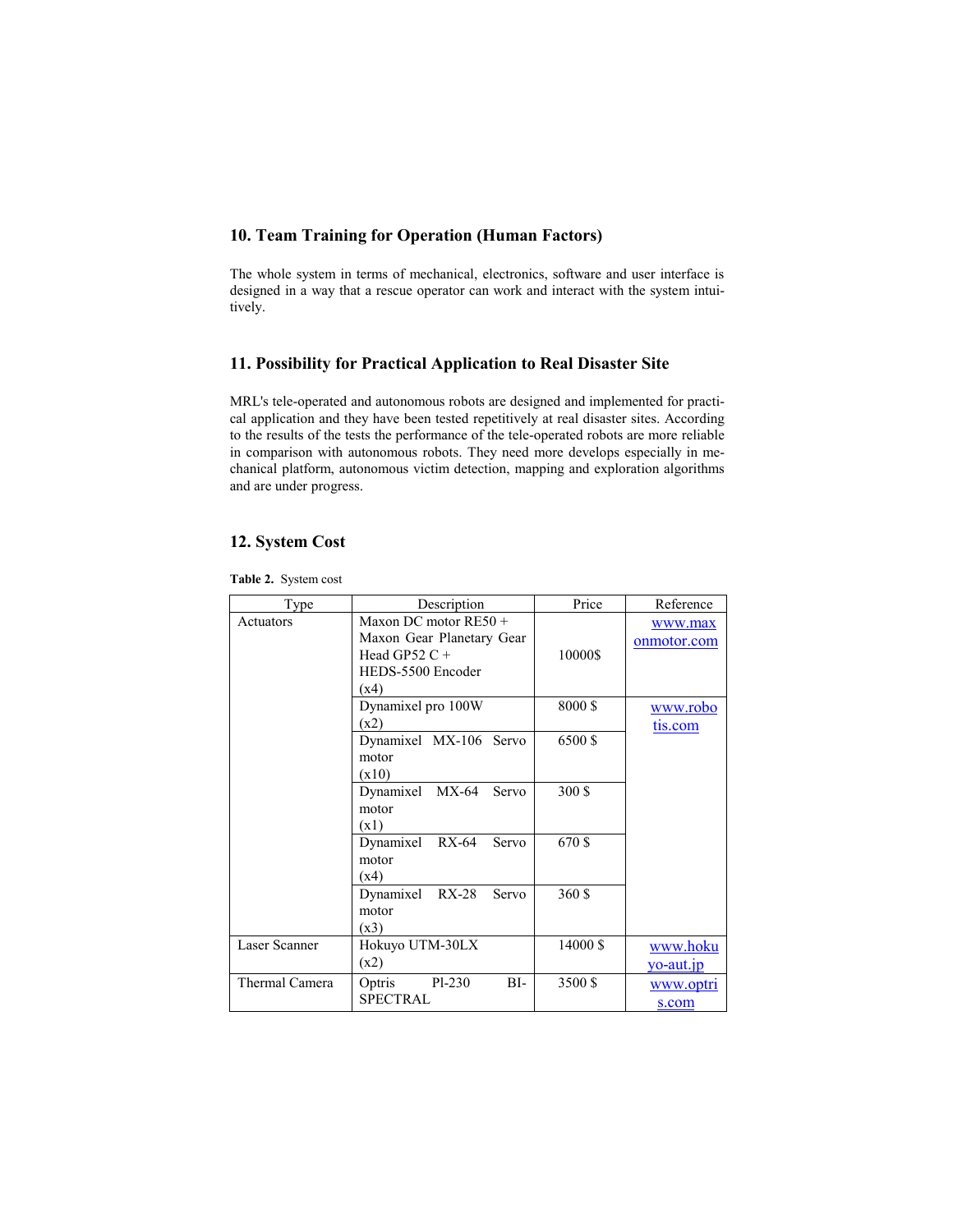## 10. Team Training for Operation (Human Factors)

The whole system in terms of mechanical, electronics, software and user interface is designed in a way that a rescue operator can work and interact with the system intuitively.

## 11. Possibility for Practical Application to Real Disaster Site

MRL's tele-operated and autonomous robots are designed and implemented for practical application and they have been tested repetitively at real disaster sites. According to the results of the tests the performance of the tele-operated robots are more reliable in comparison with autonomous robots. They need more develops especially in mechanical platform, autonomous victim detection, mapping and exploration algorithms and are under progress.

## 12. System Cost

**Table 2.** System cost

| Type | Description | Price | Reference |
|---|---|---|---|
| Actuators | Maxon DC motor RE50 + Maxon Gear Planetary Gear Head GP52 C + HEDS-5500 Encoder (x4) | 10000$ | www.maxonmotor.com |
| | Dynamixel pro 100W (x2) | 8000 $ | www.robotis.com |
| | Dynamixel MX-106 Servo motor (x10) | 6500 $ | |
| | Dynamixel MX-64 Servo motor (x1) | 300 $ | |
| | Dynamixel RX-64 Servo motor (x4) | 670 $ | |
| | Dynamixel RX-28 Servo motor (x3) | 360 $ | |
| Laser Scanner | Hokuyo UTM-30LX (x2) | 14000 $ | www.hokuyo-aut.jp |
| Thermal Camera | Optris Pl-230 BI-SPECTRAL | 3500 $ | www.optris.com |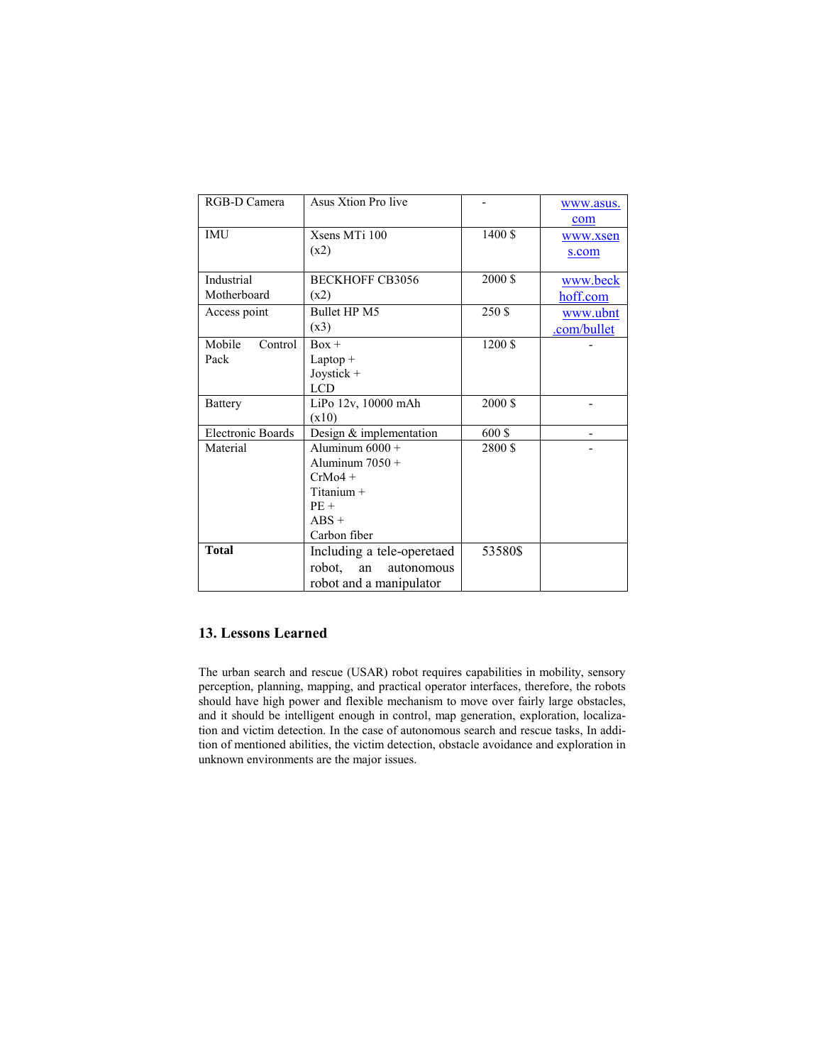| RGB-D Camera | Asus Xtion Pro live | - | www.asus.com |
|---|---|---|---|
| IMU | Xsens MTi 100 (x2) | 1400 $ | www.xsens.com |
| Industrial Motherboard | BECKHOFF CB3056 (x2) | 2000 $ | www.beckhoff.com |
| Access point | Bullet HP M5 (x3) | 250 $ | www.ubnt.com/bullet |
| Mobile Control Pack | Box + Laptop + Joystick + LCD | 1200 $ | - |
| Battery | LiPo 12v, 10000 mAh (x10) | 2000 $ | - |
| Electronic Boards | Design & implementation | 600 $ | - |
| Material | Aluminum 6000 + Aluminum 7050 + CrMo4 + Titanium + PE + ABS + Carbon fiber | 2800 $ | - |
| **Total** | Including a tele-operetaed robot, an autonomous robot and a manipulator | 53580$ | |

## 13. Lessons Learned

The urban search and rescue (USAR) robot requires capabilities in mobility, sensory perception, planning, mapping, and practical operator interfaces, therefore, the robots should have high power and flexible mechanism to move over fairly large obstacles, and it should be intelligent enough in control, map generation, exploration, localization and victim detection. In the case of autonomous search and rescue tasks, In addition of mentioned abilities, the victim detection, obstacle avoidance and exploration in unknown environments are the major issues.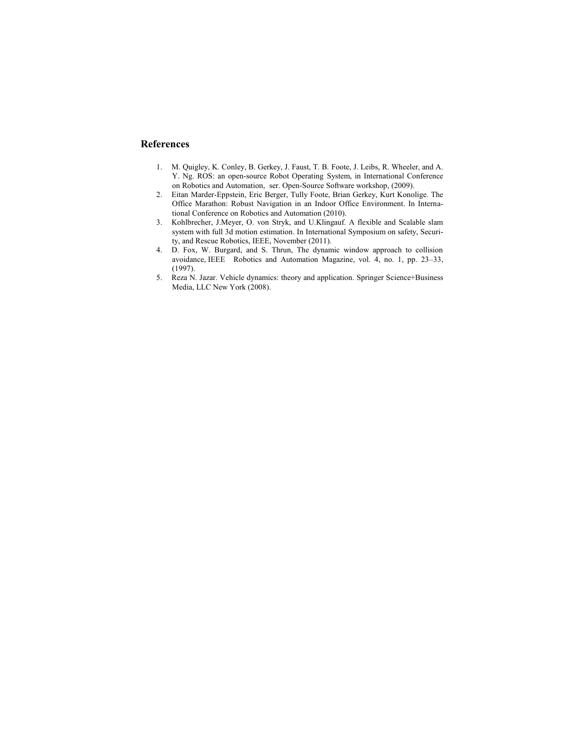## References

1. M. Quigley, K. Conley, B. Gerkey, J. Faust, T. B. Foote, J. Leibs, R. Wheeler, and A. Y. Ng. ROS: an open-source Robot Operating System, in International Conference on Robotics and Automation, ser. Open-Source Software workshop, (2009).
2. Eitan Marder-Eppstein, Eric Berger, Tully Foote, Brian Gerkey, Kurt Konolige. The Office Marathon: Robust Navigation in an Indoor Office Environment. In International Conference on Robotics and Automation (2010).
3. Kohlbrecher, J.Meyer, O. von Stryk, and U.Klingauf. A flexible and Scalable slam system with full 3d motion estimation. In International Symposium on safety, Security, and Rescue Robotics, IEEE, November (2011).
4. D. Fox, W. Burgard, and S. Thrun, The dynamic window approach to collision avoidance, IEEE Robotics and Automation Magazine, vol. 4, no. 1, pp. 23–33, (1997).
5. Reza N. Jazar. Vehicle dynamics: theory and application. Springer Science+Business Media, LLC New York (2008).